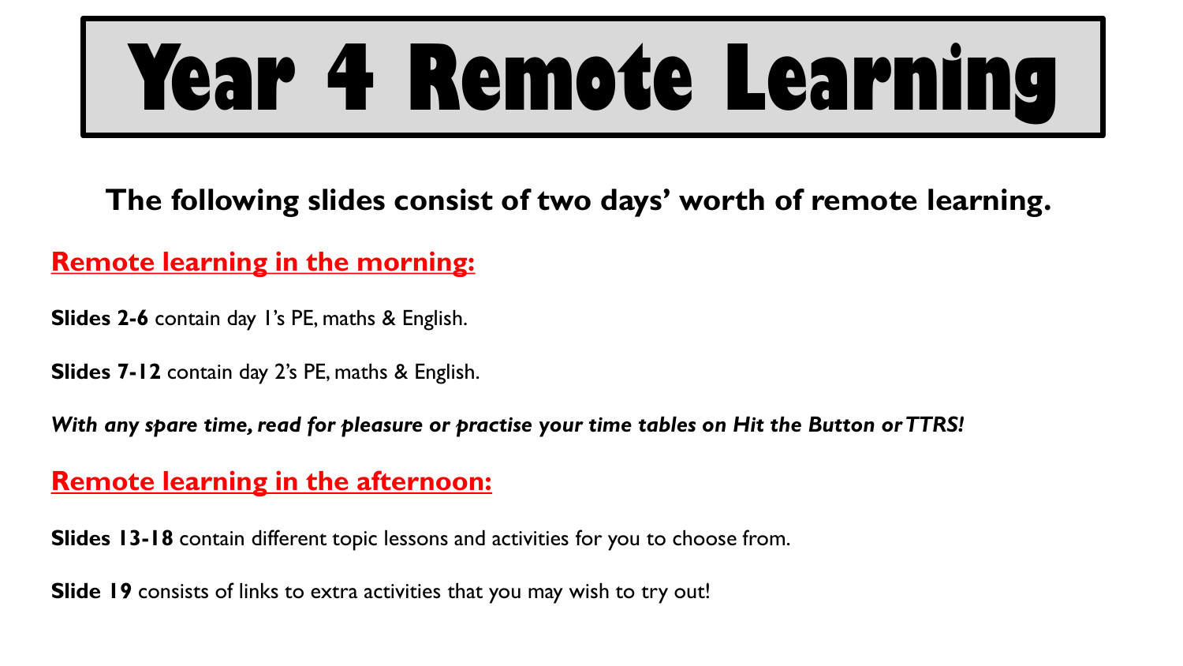# Year 4 Remote Learning

**The following slides consist of two days' worth of remote learning.**

## Remote learning in the morning:

**Slides 2-6** contain day 1's PE, maths & English.

**Slides 7-12** contain day 2's PE, maths & English.

***With any spare time, read for pleasure or practise your time tables on Hit the Button or TTRS!***

## Remote learning in the afternoon:

**Slides 13-18** contain different topic lessons and activities for you to choose from.

**Slide 19** consists of links to extra activities that you may wish to try out!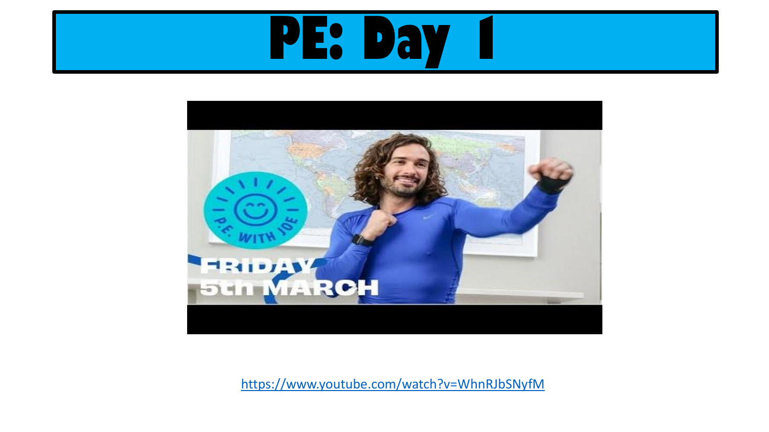# PE: Day 1

https://www.youtube.com/watch?v=WhnRJbSNyfM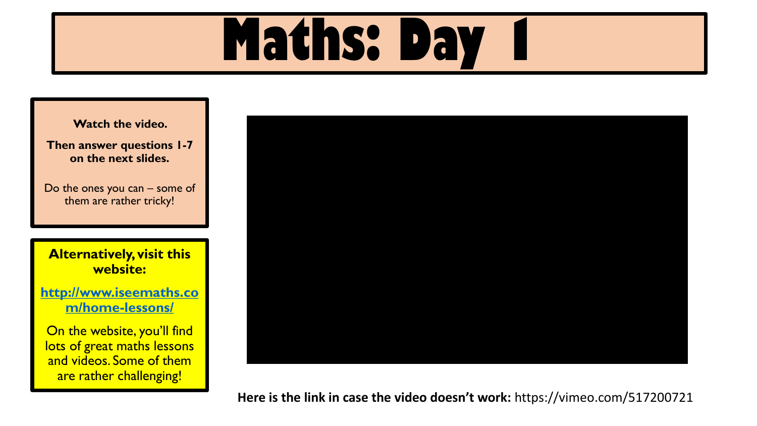# Maths: Day 1

**Watch the video.**

**Then answer questions 1-7 on the next slides.**

Do the ones you can – some of them are rather tricky!

**Alternatively, visit this website:**

**http://www.iseemaths.com/home-lessons/**

On the website, you'll find lots of great maths lessons and videos. Some of them are rather challenging!

**Here is the link in case the video doesn't work:** https://vimeo.com/517200721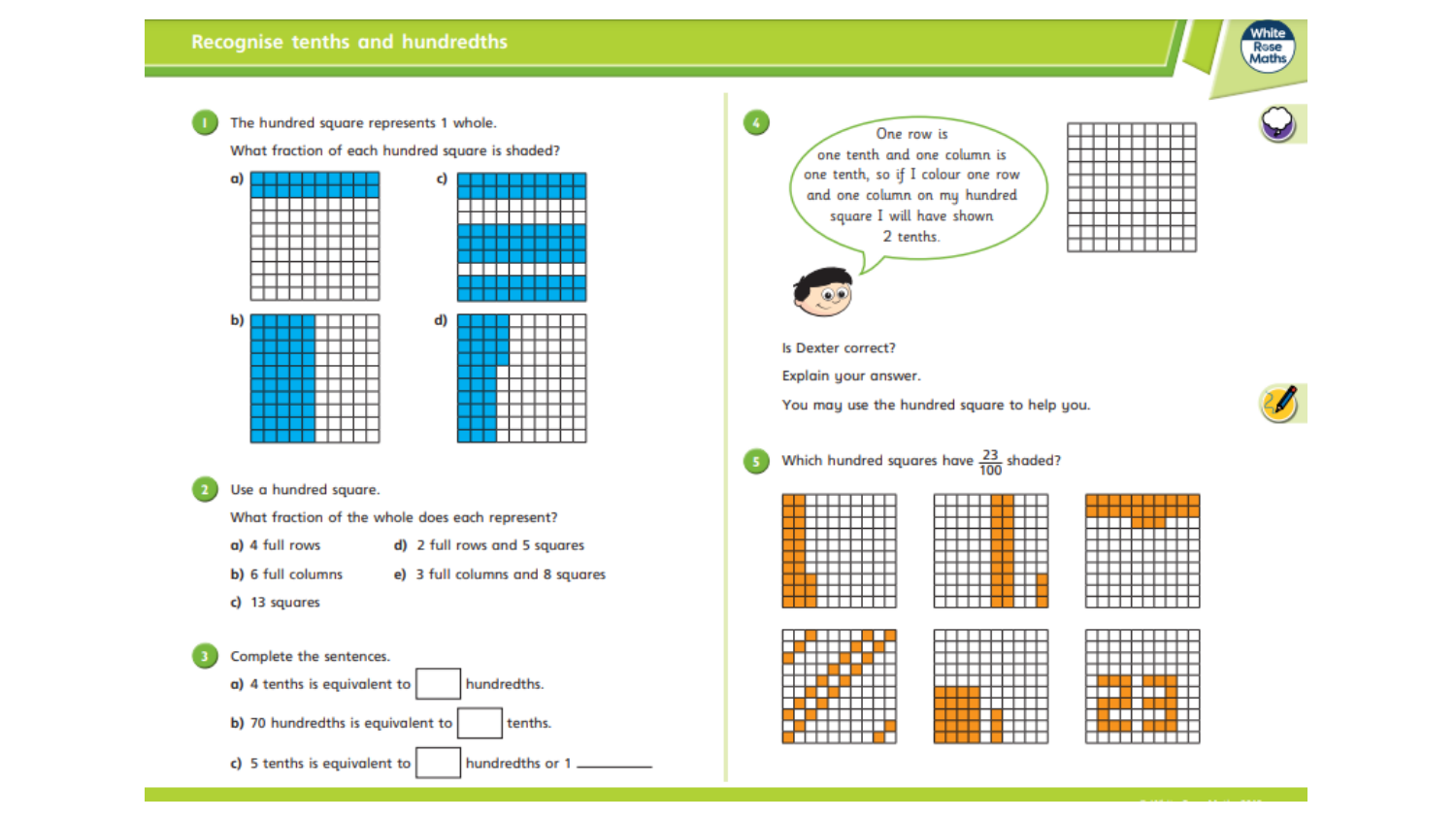# Recognise tenths and hundredths

**1** The hundred square represents 1 whole.

What fraction of each hundred square is shaded?

a)

b)

c)

d)

**2** Use a hundred square.

What fraction of the whole does each represent?

a) 4 full rows

b) 6 full columns

c) 13 squares

d) 2 full rows and 5 squares

e) 3 full columns and 8 squares

**3** Complete the sentences.

a) 4 tenths is equivalent to ☐ hundredths.

b) 70 hundredths is equivalent to ☐ tenths.

c) 5 tenths is equivalent to ☐ hundredths or 1 ________

**4** One row is one tenth and one column is one tenth, so if I colour one row and one column on my hundred square I will have shown 2 tenths.

Is Dexter correct?

Explain your answer.

You may use the hundred square to help you.

**5** Which hundred squares have $\frac{23}{100}$ shaded?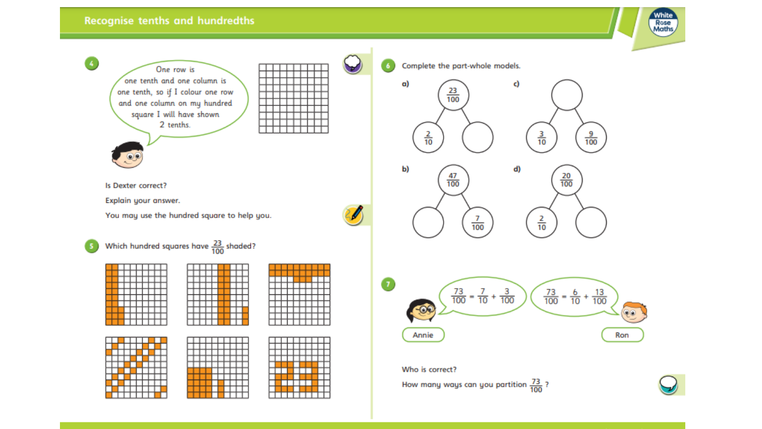# Recognise tenths and hundredths

**4**

> One row is one tenth and one column is one tenth, so if I colour one row and one column on my hundred square I will have shown 2 tenths.

Is Dexter correct?

Explain your answer.

You may use the hundred square to help you.

**5** Which hundred squares have $\frac{23}{100}$ shaded?

**6** Complete the part-whole models.

a) Whole: $\frac{23}{100}$ — Parts: $\frac{2}{10}$ and ___

b) Whole: $\frac{47}{100}$ — Parts: ___ and $\frac{7}{100}$

c) Whole: ___ — Parts: $\frac{3}{10}$ and $\frac{9}{100}$

d) Whole: $\frac{20}{100}$ — Parts: $\frac{2}{10}$ and ___

**7**

Annie: $\frac{73}{100} = \frac{7}{10} + \frac{3}{100}$

Ron: $\frac{73}{100} = \frac{6}{10} + \frac{13}{100}$

Who is correct?

How many ways can you partition $\frac{73}{100}$?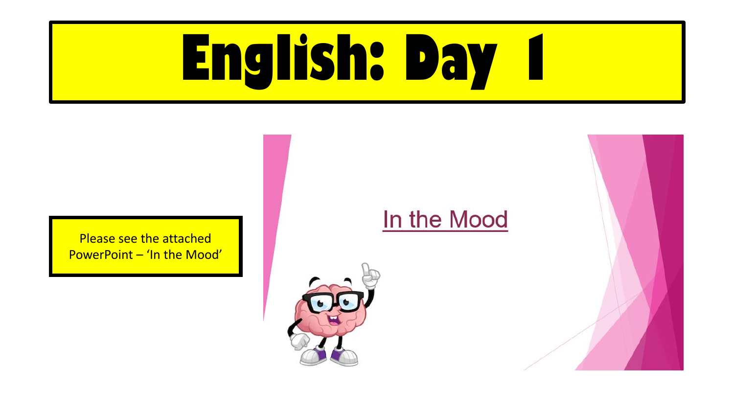# English: Day 1

Please see the attached PowerPoint – 'In the Mood'

In the Mood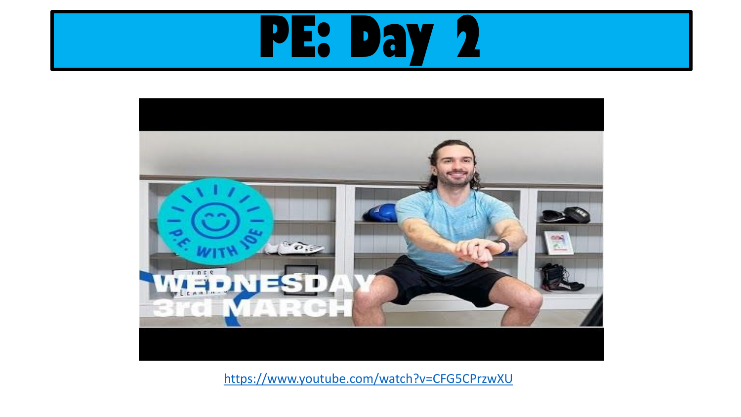# PE: Day 2

https://www.youtube.com/watch?v=CFG5CPrzwXU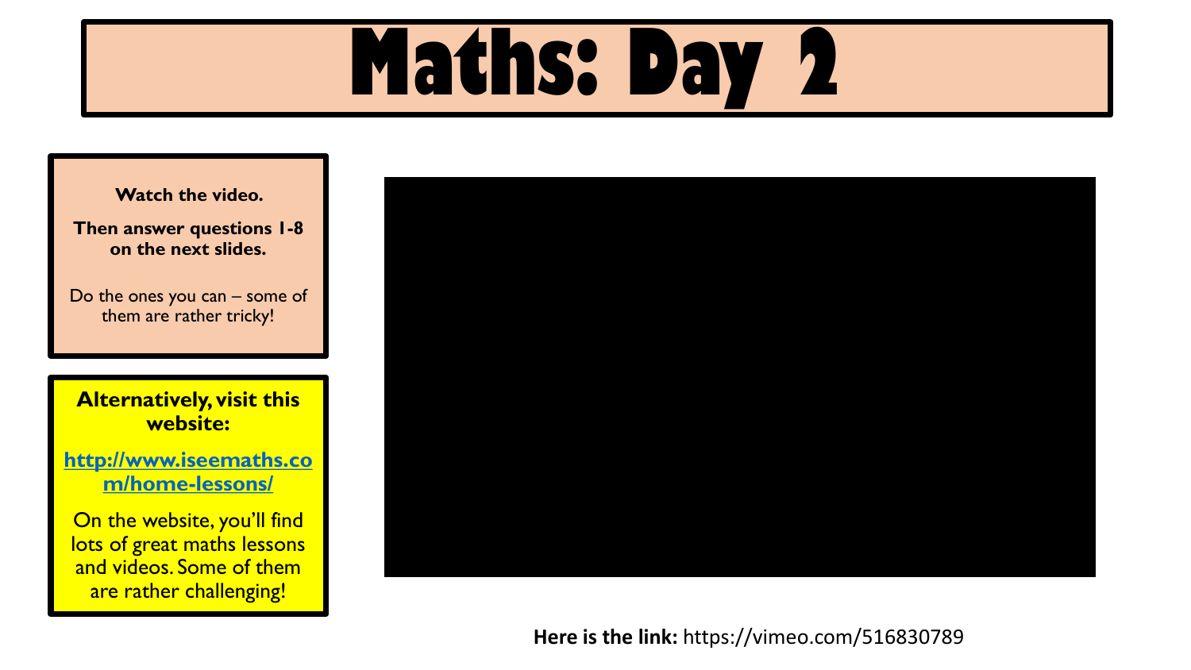# Maths: Day 2

**Watch the video.**

**Then answer questions 1-8 on the next slides.**

Do the ones you can – some of them are rather tricky!

**Alternatively, visit this website:**

**http://www.iseemaths.com/home-lessons/**

On the website, you'll find lots of great maths lessons and videos. Some of them are rather challenging!

**Here is the link:** https://vimeo.com/516830789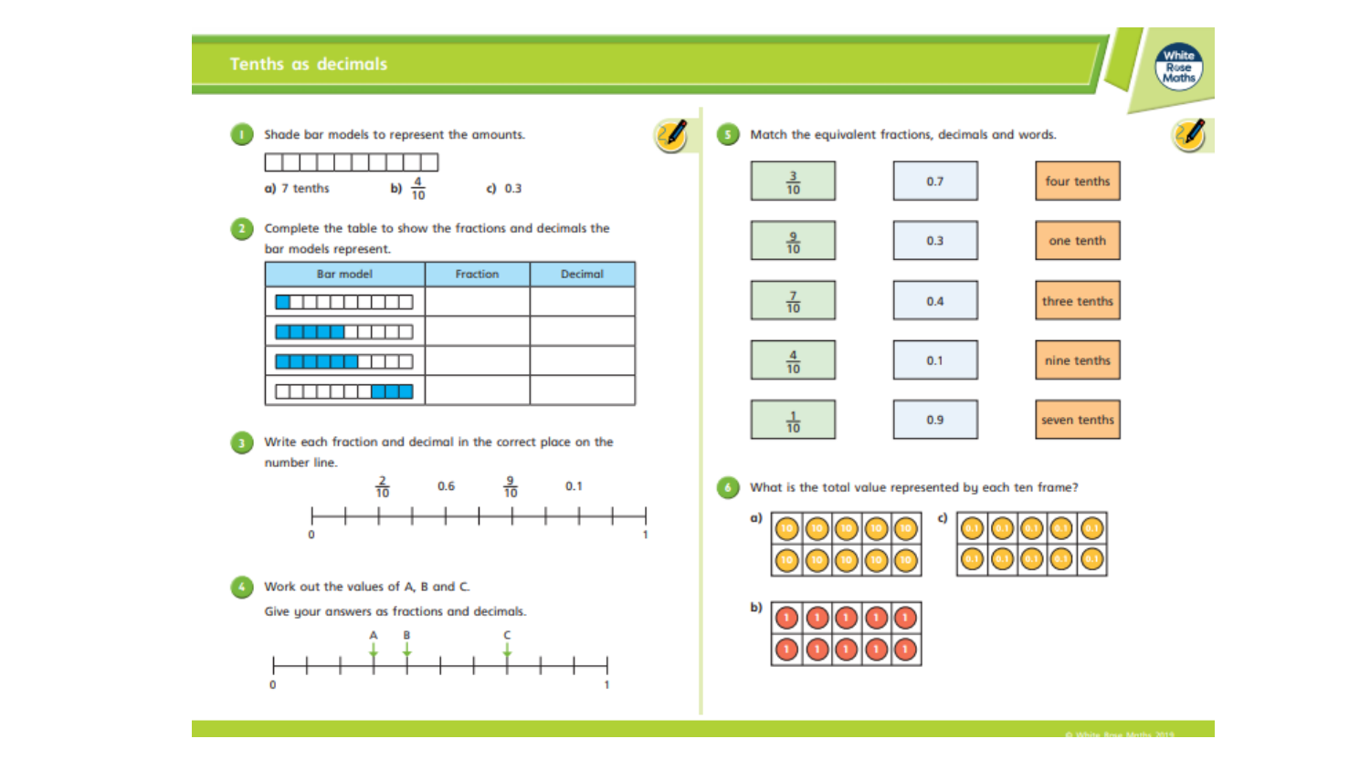# Tenths as decimals

**1** Shade bar models to represent the amounts.

a) 7 tenths b) $\frac{4}{10}$ c) 0.3

**2** Complete the table to show the fractions and decimals the bar models represent.

| Bar model | Fraction | Decimal |
|---|---|---|
| | | |
| | | |
| | | |
| | | |

**3** Write each fraction and decimal in the correct place on the number line.

$\frac{2}{10}$ 0.6 $\frac{9}{10}$ 0.1

0 1

**4** Work out the values of A, B and C.

Give your answers as fractions and decimals.

A B C

0 1

**5** Match the equivalent fractions, decimals and words.

| | | |
|---|---|---|
| $\frac{3}{10}$ | 0.7 | four tenths |
| $\frac{9}{10}$ | 0.3 | one tenth |
| $\frac{7}{10}$ | 0.4 | three tenths |
| $\frac{4}{10}$ | 0.1 | nine tenths |
| $\frac{1}{10}$ | 0.9 | seven tenths |

**6** What is the total value represented by each ten frame?

a) 10 10 10 10 10 10 10 10 10 10

b) 1 1 1 1 1 1 1 1 1 1

c) 0.1 0.1 0.1 0.1 0.1 0.1 0.1 0.1 0.1 0.1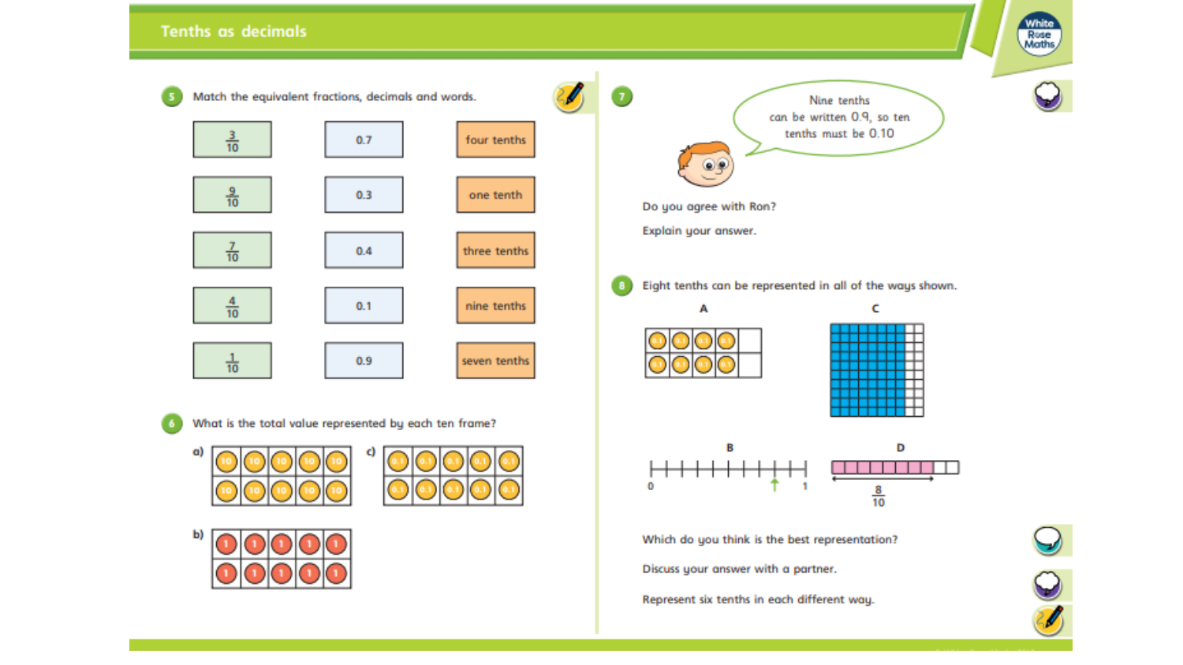# Tenths as decimals

**5** Match the equivalent fractions, decimals and words.

| | | |
|---|---|---|
| $\frac{3}{10}$ | 0.7 | four tenths |
| $\frac{9}{10}$ | 0.3 | one tenth |
| $\frac{7}{10}$ | 0.4 | three tenths |
| $\frac{4}{10}$ | 0.1 | nine tenths |
| $\frac{1}{10}$ | 0.9 | seven tenths |

**6** What is the total value represented by each ten frame?

a)

| | | | | |
|---|---|---|---|---|
| 10 | 10 | 10 | 10 | 10 |
| 10 | 10 | 10 | 10 | 10 |

b)

| | | | | |
|---|---|---|---|---|
| 1 | 1 | 1 | 1 | 1 |
| 1 | 1 | 1 | 1 | 1 |

c)

| | | | | |
|---|---|---|---|---|
| 0.1 | 0.1 | 0.1 | 0.1 | 0.1 |
| 0.1 | 0.1 | 0.1 | 0.1 | 0.1 |

**7**

Nine tenths can be written 0.9, so ten tenths must be 0.10

Do you agree with Ron?

Explain your answer.

**8** Eight tenths can be represented in all of the ways shown.

A

| | | | | |
|---|---|---|---|---|
| 0.1 | 0.1 | 0.1 | 0.1 | |
| 0.1 | 0.1 | 0.1 | 0.1 | |

B

0 ... 1

C

D

$\frac{8}{10}$

Which do you think is the best representation?

Discuss your answer with a partner.

Represent six tenths in each different way.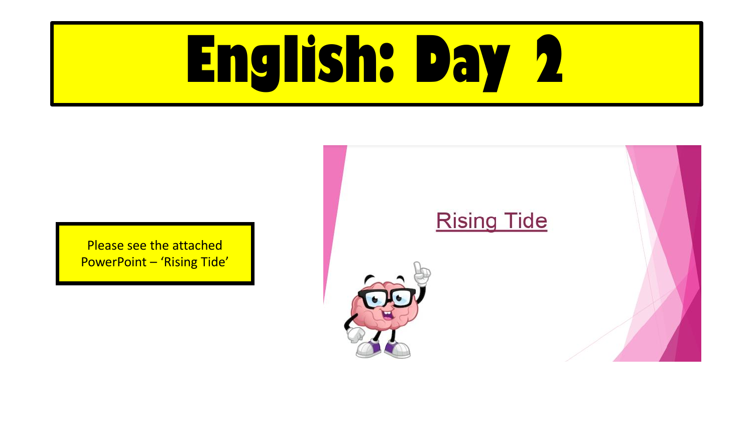# English: Day 2

Please see the attached PowerPoint – 'Rising Tide'

Rising Tide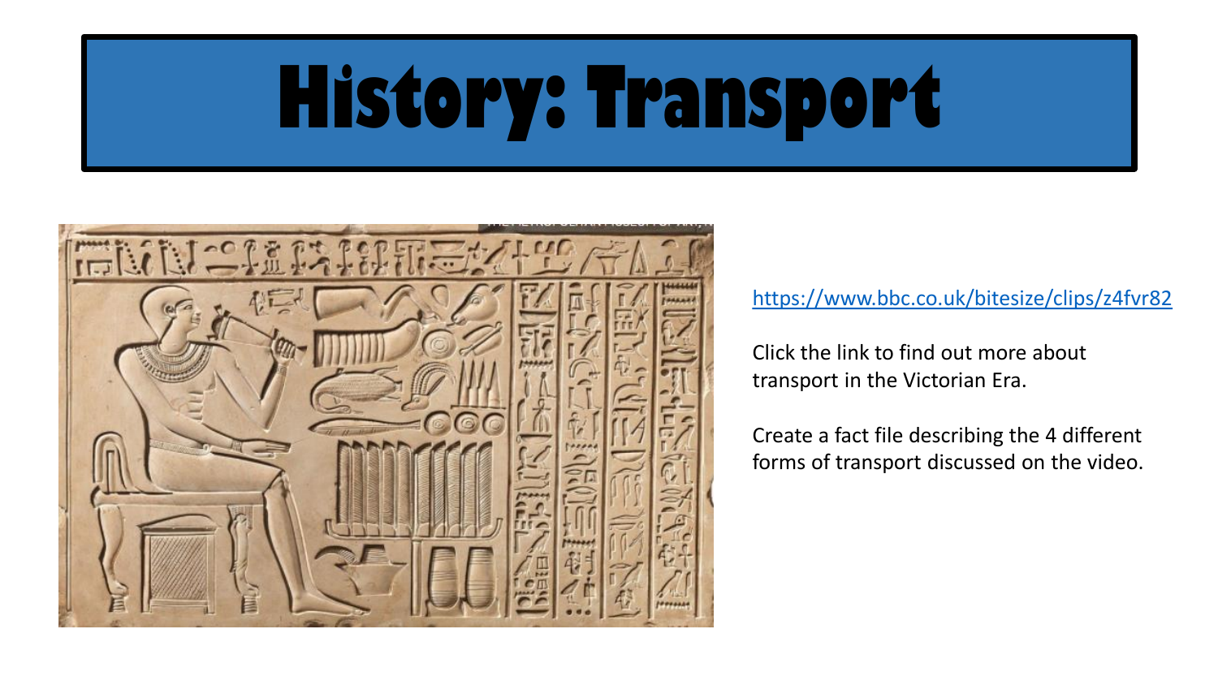# History: Transport

https://www.bbc.co.uk/bitesize/clips/z4fvr82

Click the link to find out more about transport in the Victorian Era.

Create a fact file describing the 4 different forms of transport discussed on the video.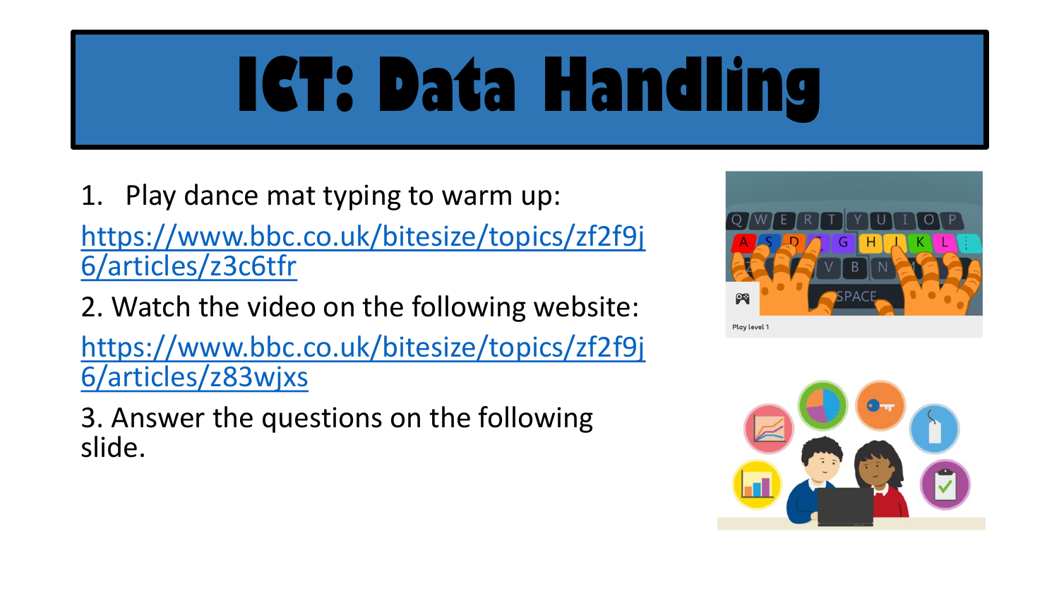# ICT: Data Handling

1. Play dance mat typing to warm up:

https://www.bbc.co.uk/bitesize/topics/zf2f9j6/articles/z3c6tfr

2. Watch the video on the following website:

https://www.bbc.co.uk/bitesize/topics/zf2f9j6/articles/z83wjxs

3. Answer the questions on the following slide.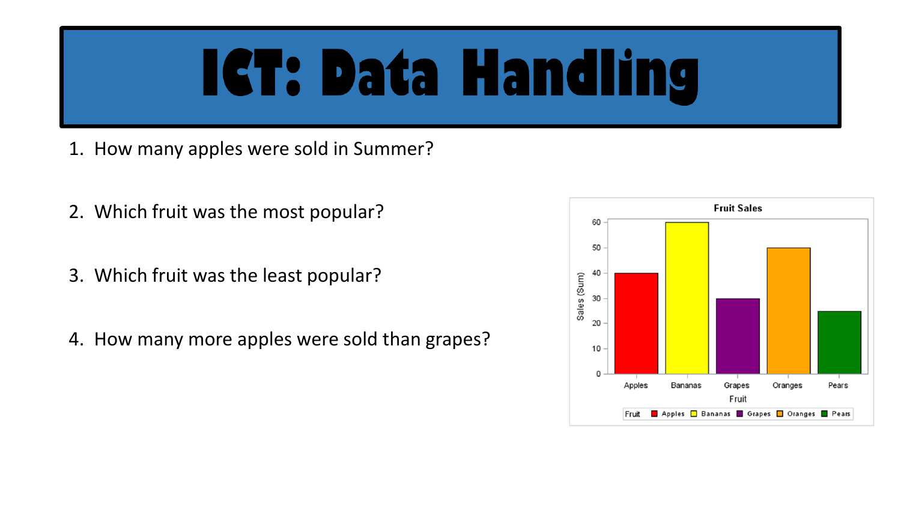# ICT: Data Handling

1. How many apples were sold in Summer?

2. Which fruit was the most popular?

3. Which fruit was the least popular?

4. How many more apples were sold than grapes?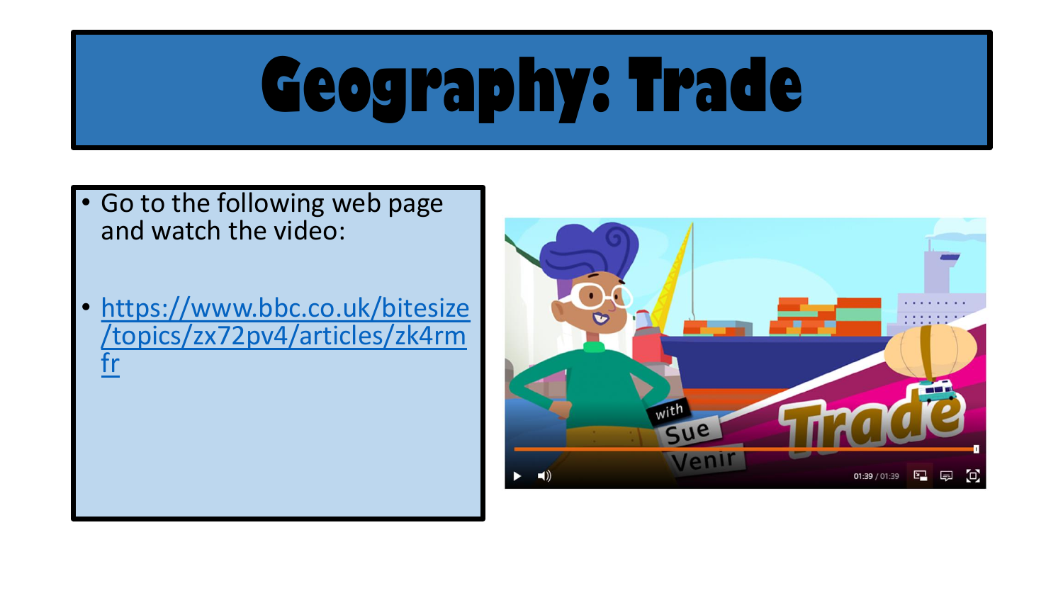# Geography: Trade

- Go to the following web page and watch the video:
- https://www.bbc.co.uk/bitesize/topics/zx72pv4/articles/zk4rmfr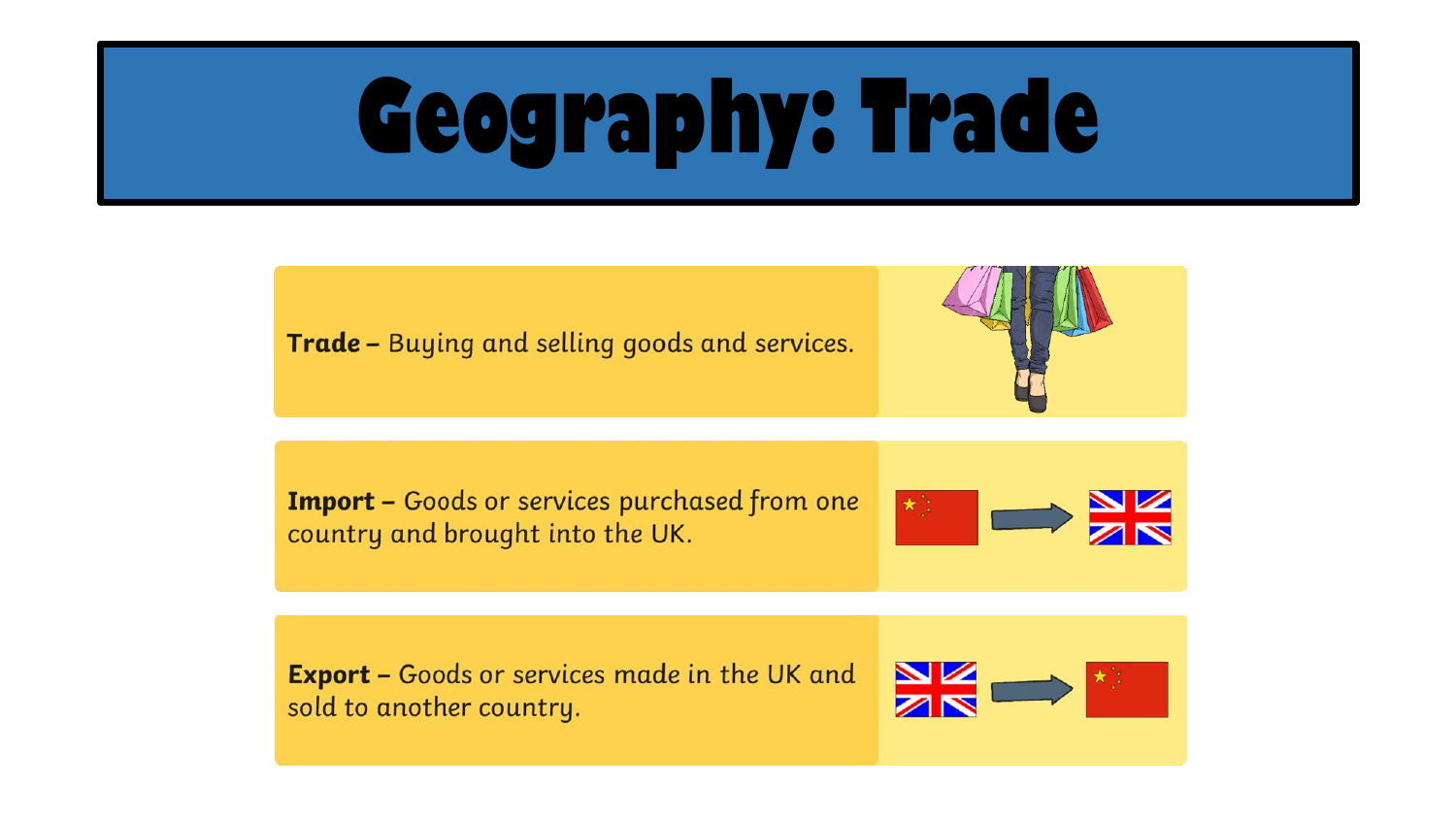# Geography: Trade

**Trade –** Buying and selling goods and services.

**Import –** Goods or services purchased from one country and brought into the UK.

**Export –** Goods or services made in the UK and sold to another country.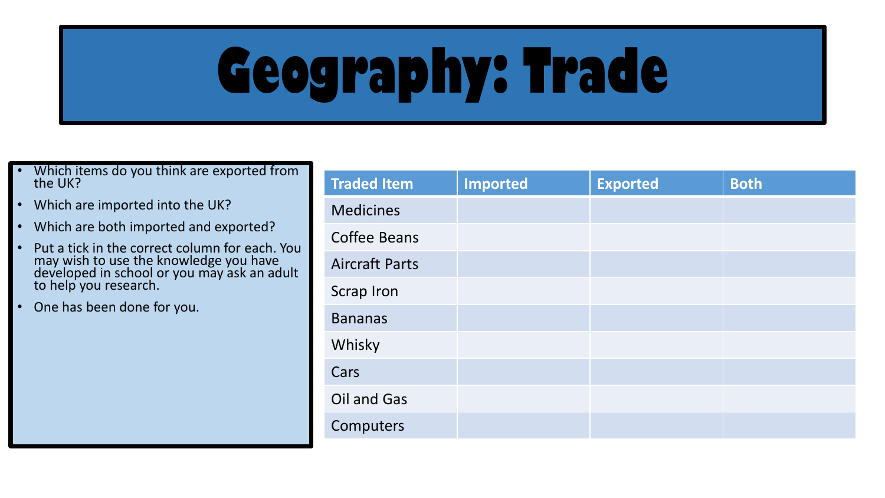# Geography: Trade

- Which items do you think are exported from the UK?
- Which are imported into the UK?
- Which are both imported and exported?
- Put a tick in the correct column for each. You may wish to use the knowledge you have developed in school or you may ask an adult to help you research.
- One has been done for you.

| Traded Item | Imported | Exported | Both |
|---|---|---|---|
| Medicines | | | |
| Coffee Beans | | | |
| Aircraft Parts | | | |
| Scrap Iron | | | |
| Bananas | | | |
| Whisky | | | |
| Cars | | | |
| Oil and Gas | | | |
| Computers | | | |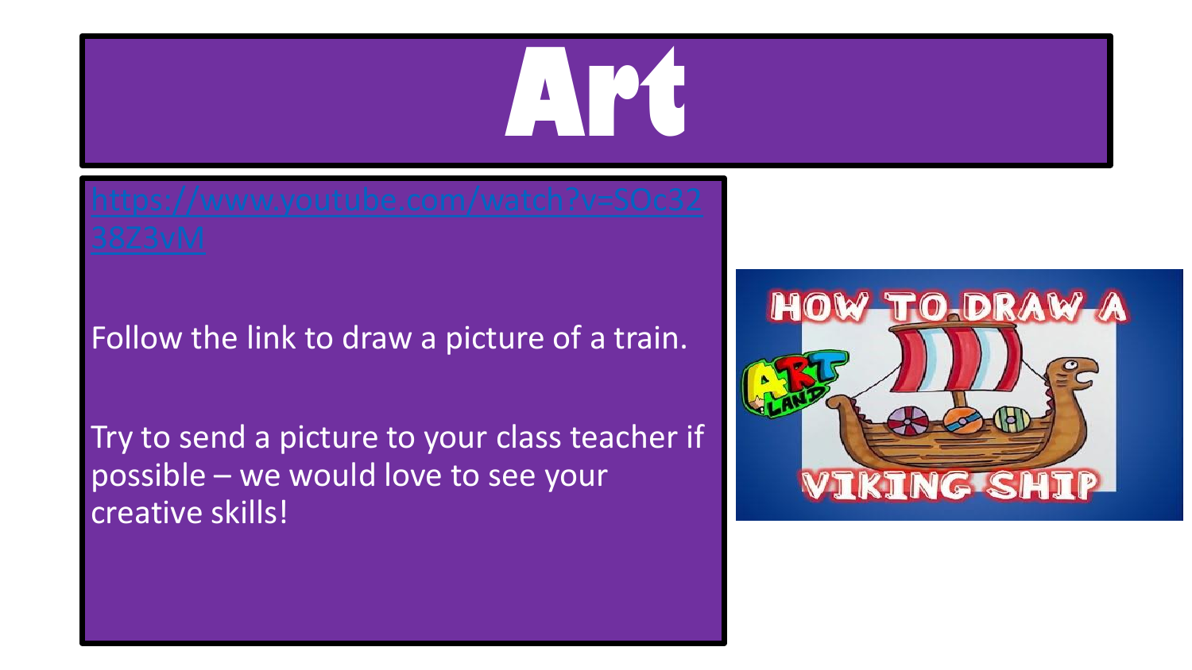# Art

https://www.youtube.com/watch?v=SOc3238Z3vM

Follow the link to draw a picture of a train.

Try to send a picture to your class teacher if possible – we would love to see your creative skills!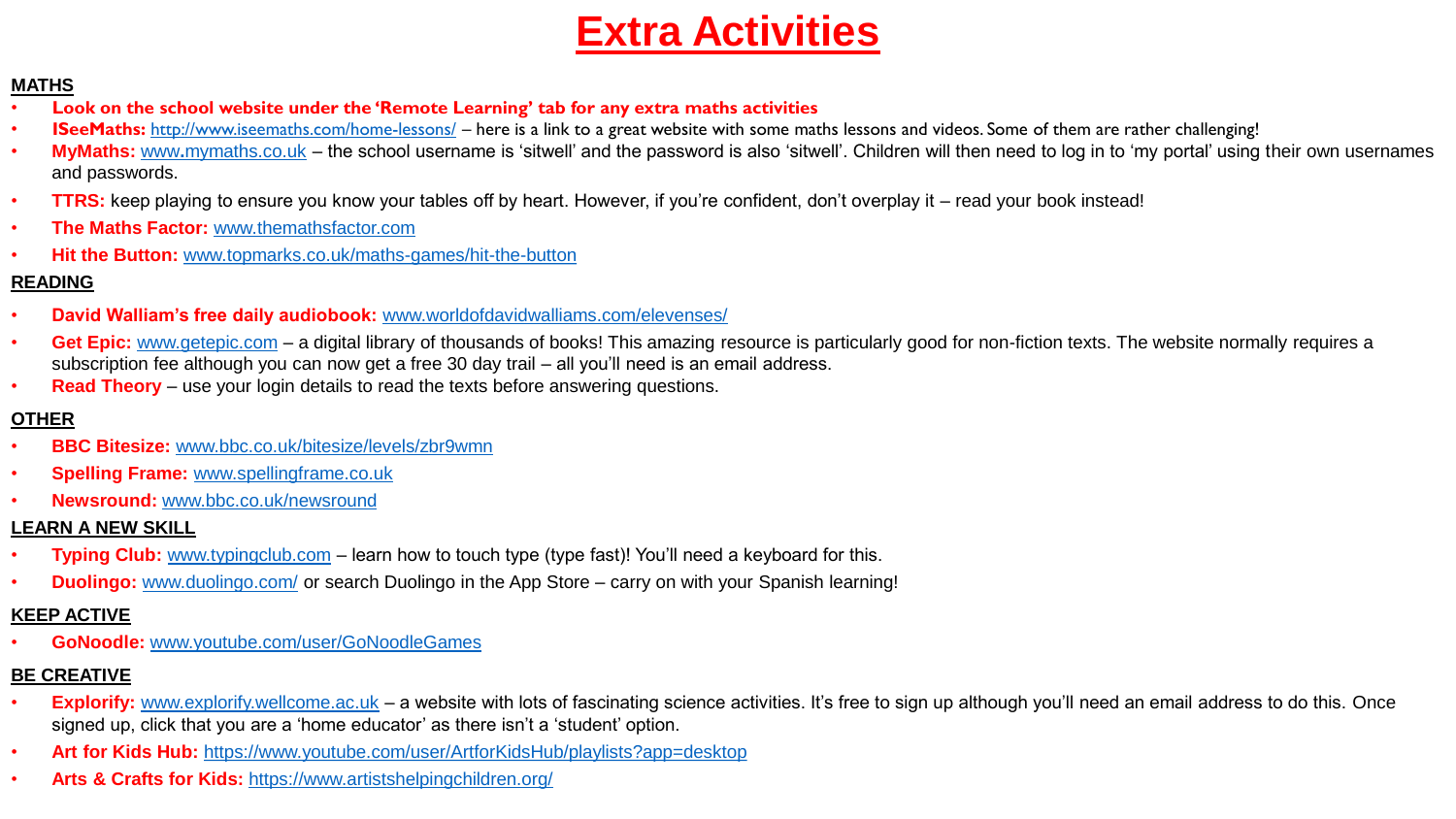# Extra Activities

**MATHS**

- **Look on the school website under the 'Remote Learning' tab for any extra maths activities**
- **ISeeMaths:** http://www.iseemaths.com/home-lessons/ – here is a link to a great website with some maths lessons and videos. Some of them are rather challenging!
- **MyMaths:** www.mymaths.co.uk – the school username is 'sitwell' and the password is also 'sitwell'. Children will then need to log in to 'my portal' using their own usernames and passwords.
- **TTRS:** keep playing to ensure you know your tables off by heart. However, if you're confident, don't overplay it – read your book instead!
- **The Maths Factor:** www.themathsfactor.com
- **Hit the Button:** www.topmarks.co.uk/maths-games/hit-the-button

**READING**

- **David Walliam's free daily audiobook:** www.worldofdavidwalliams.com/elevenses/
- **Get Epic:** www.getepic.com – a digital library of thousands of books! This amazing resource is particularly good for non-fiction texts. The website normally requires a subscription fee although you can now get a free 30 day trail – all you'll need is an email address.
- **Read Theory** – use your login details to read the texts before answering questions.

**OTHER**

- **BBC Bitesize:** www.bbc.co.uk/bitesize/levels/zbr9wmn
- **Spelling Frame:** www.spellingframe.co.uk
- **Newsround:** www.bbc.co.uk/newsround

**LEARN A NEW SKILL**

- **Typing Club:** www.typingclub.com – learn how to touch type (type fast)! You'll need a keyboard for this.
- **Duolingo:** www.duolingo.com/ or search Duolingo in the App Store – carry on with your Spanish learning!

**KEEP ACTIVE**

- **GoNoodle:** www.youtube.com/user/GoNoodleGames

**BE CREATIVE**

- **Explorify:** www.explorify.wellcome.ac.uk – a website with lots of fascinating science activities. It's free to sign up although you'll need an email address to do this. Once signed up, click that you are a 'home educator' as there isn't a 'student' option.
- **Art for Kids Hub:** https://www.youtube.com/user/ArtforKidsHub/playlists?app=desktop
- **Arts & Crafts for Kids:** https://www.artistshelpingchildren.org/